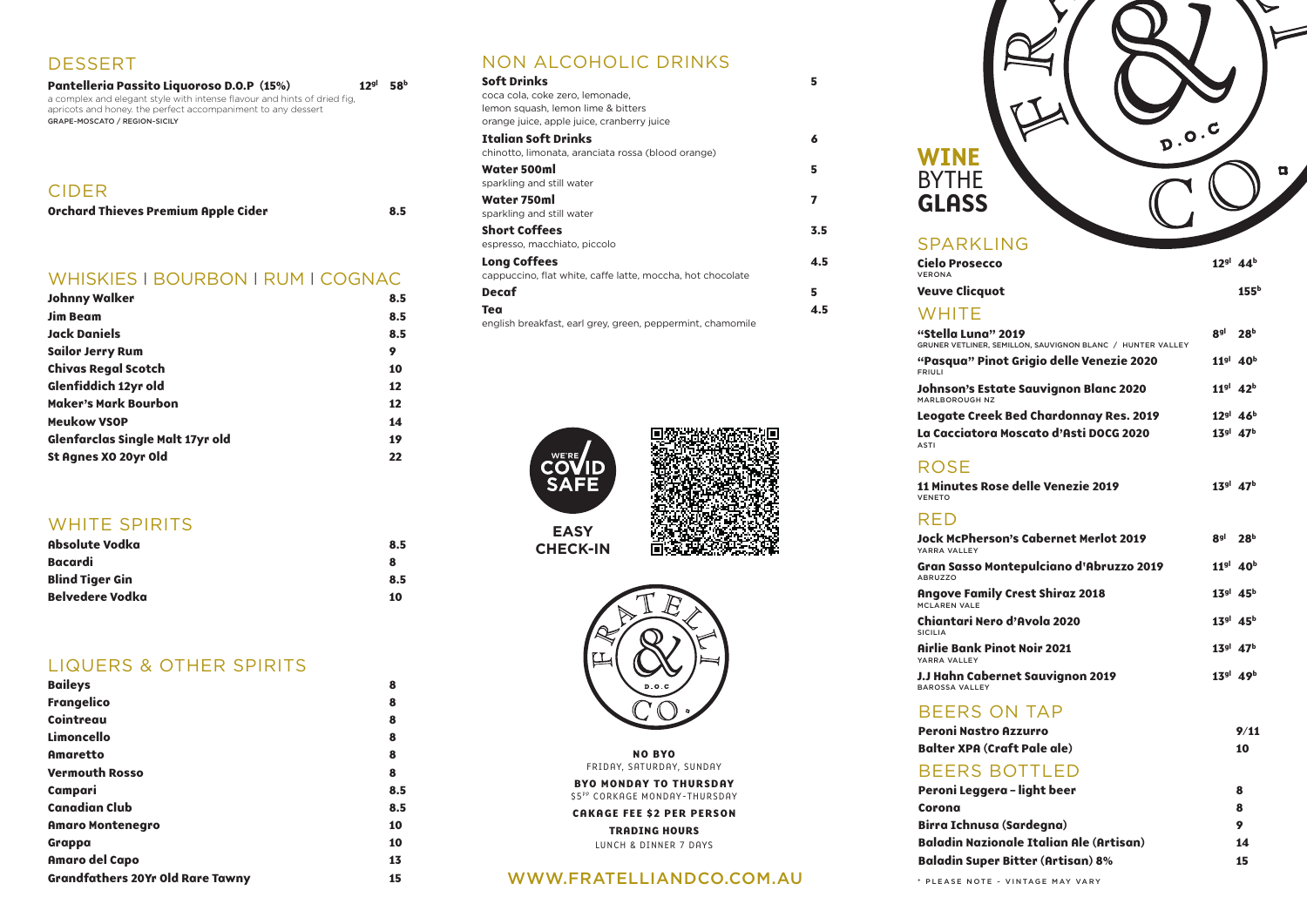## DESSERT

**Pantelleria Passito Liquoroso D.O.P (15%)** — 12gl 58b

a complex and elegant style with intense flavour and hints of dried fig, apricots and honey. the perfect accompaniment to any dessert

GRAPE-MOSCATO / REGION-SICILY

## CIDER

| | |
|---|---|
| **Orchard Thieves Premium Apple Cider** | 8.5 |

## WHISKIES I BOURBON I RUM I COGNAC

| | |
|---|---|
| **Johnny Walker** | 8.5 |
| **Jim Beam** | 8.5 |
| **Jack Daniels** | 8.5 |
| **Sailor Jerry Rum** | 9 |
| **Chivas Regal Scotch** | 10 |
| **Glenfiddich 12yr old** | 12 |
| **Maker's Mark Bourbon** | 12 |
| **Meukow VSOP** | 14 |
| **Glenfarclas Single Malt 17yr old** | 19 |
| **St Agnes XO 20yr Old** | 22 |

## WHITE SPIRITS

| | |
|---|---|
| **Absolute Vodka** | 8.5 |
| **Bacardi** | 8 |
| **Blind Tiger Gin** | 8.5 |
| **Belvedere Vodka** | 10 |

## LIQUERS & OTHER SPIRITS

| | |
|---|---|
| **Baileys** | 8 |
| **Frangelico** | 8 |
| **Cointreau** | 8 |
| **Limoncello** | 8 |
| **Amaretto** | 8 |
| **Vermouth Rosso** | 8 |
| **Campari** | 8.5 |
| **Canadian Club** | 8.5 |
| **Amaro Montenegro** | 10 |
| **Grappa** | 10 |
| **Amaro del Capo** | 13 |
| **Grandfathers 20Yr Old Rare Tawny** | 15 |

## NON ALCOHOLIC DRINKS

**Soft Drinks** — 5
coca cola, coke zero, lemonade, lemon squash, lemon lime & bitters orange juice, apple juice, cranberry juice

**Italian Soft Drinks** — 6
chinotto, limonata, aranciata rossa (blood orange)

**Water 500ml** — 5
sparkling and still water

**Water 750ml** — 7
sparkling and still water

**Short Coffees** — 3.5
espresso, macchiato, piccolo

**Long Coffees** — 4.5
cappuccino, flat white, caffe latte, moccha, hot chocolate

**Decaf** — 5

**Tea** — 4.5
english breakfast, earl grey, green, peppermint, chamomile

WE'RE COVID SAFE

EASY CHECK-IN

FRATELLI & CO. D.O.C

**NO BYO**
FRIDAY, SATURDAY, SUNDAY

**BYO MONDAY TO THURSDAY**
$5PP CORKAGE MONDAY-THURSDAY

**CAKAGE FEE $2 PER PERSON**

**TRADING HOURS**
LUNCH & DINNER 7 DAYS

WWW.FRATELLIANDCO.COM.AU

# WINE BY THE GLASS

## SPARKLING

| | gl | b |
|---|---|---|
| **Cielo Prosecco** VERONA | 12 | 44 |
| **Veuve Clicquot** | | 155 |

## WHITE

| | gl | b |
|---|---|---|
| **"Stella Luna" 2019** GRUNER VETLINER, SEMILLON, SAUVIGNON BLANC / HUNTER VALLEY | 8 | 28 |
| **"Pasqua" Pinot Grigio delle Venezie 2020** FRIULI | 11 | 40 |
| **Johnson's Estate Sauvignon Blanc 2020** MARLBOROUGH NZ | 11 | 42 |
| **Leogate Creek Bed Chardonnay Res. 2019** | 12 | 46 |
| **La Cacciatora Moscato d'Asti DOCG 2020** ASTI | 13 | 47 |

## ROSE

| | gl | b |
|---|---|---|
| **11 Minutes Rose delle Venezie 2019** VENETO | 13 | 47 |

## RED

| | gl | b |
|---|---|---|
| **Jock McPherson's Cabernet Merlot 2019** YARRA VALLEY | 8 | 28 |
| **Gran Sasso Montepulciano d'Abruzzo 2019** ABRUZZO | 11 | 40 |
| **Angove Family Crest Shiraz 2018** MCLAREN VALE | 13 | 45 |
| **Chiantari Nero d'Avola 2020** SICILIA | 13 | 45 |
| **Airlie Bank Pinot Noir 2021** YARRA VALLEY | 13 | 47 |
| **J.J Hahn Cabernet Sauvignon 2019** BAROSSA VALLEY | 13 | 49 |

## BEERS ON TAP

| | |
|---|---|
| **Peroni Nastro Azzurro** | 9/11 |
| **Balter XPA (Craft Pale ale)** | 10 |

## BEERS BOTTLED

| | |
|---|---|
| **Peroni Leggera – light beer** | 8 |
| **Corona** | 8 |
| **Birra Ichnusa (Sardegna)** | 9 |
| **Baladin Nazionale Italian Ale (Artisan)** | 14 |
| **Baladin Super Bitter (Artisan) 8%** | 15 |

* PLEASE NOTE - VINTAGE MAY VARY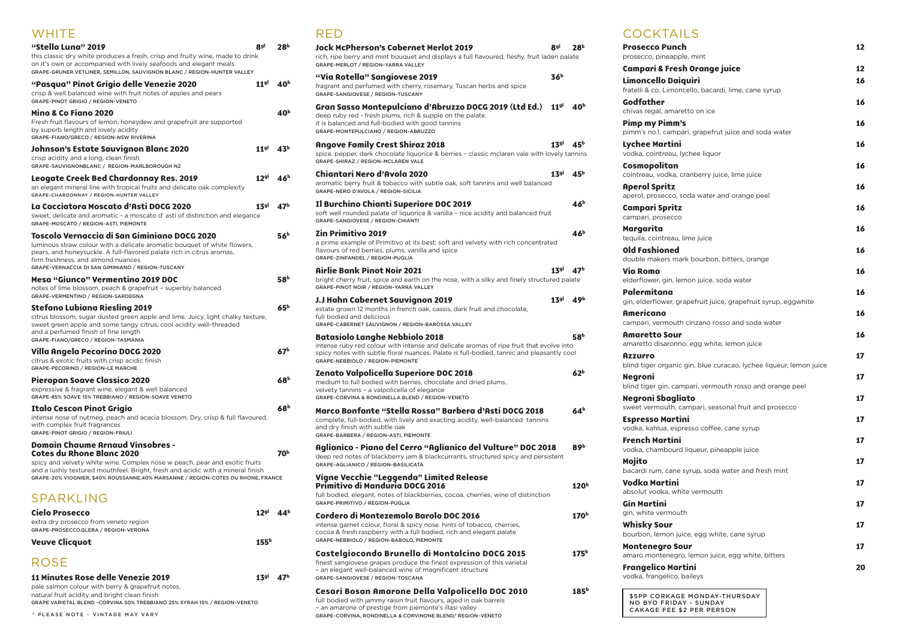## WHITE

**"Stella Luna" 2019** — 8gl 28b
this classic dry white produces a fresh, crisp and fruity wine, made to drink on it's own or accompanied with lively seafoods and elegant meals
GRAPE-GRUNER VETLINER, SEMILLON, SAUVIGNON BLANC / REGION-HUNTER VALLEY

**"Pasqua" Pinot Grigio delle Venezie 2020** — 11gl 40b
crisp & well balanced wine with fruit notes of apples and pears
GRAPE-PINOT GRIGIO / REGION-VENETO

**Mino & Co Fiano 2020** — 40b
Fresh fruit flavours of lemon, honeydew and grapefruit are supported by superb length and lovely acidity
GRAPE-FIANO/GRECO / REGION-NSW RIVERINA

**Johnson's Estate Sauvignon Blanc 2020** — 11gl 43b
crisp acidity and a long, clean finish
GRAPE-SAUVIGNONBLANC / REGION-MARLBOROUGH NZ

**Leogate Creek Bed Chardonnay Res. 2019** — 12gl 46b
an elegant mineral line with tropical fruits and delicate oak complexity
GRAPE-CHARDONNAY / REGION-HUNTER VALLEY

**La Cacciatora Moscato d'Asti DOCG 2020** — 13gl 47b
sweet, delicate and aromatic - a moscato d' asti of distinction and elegance
GRAPE-MOSCATO / REGION-ASTI, PIEMONTE

**Toscolo Vernaccia di San Giminiano DOCG 2020** — 56b
luminous straw colour with a delicate aromatic bouquet of white flowers, pears, and honeysuckle. A full-flavored palate rich in citrus aromas, firm freshness, and almond nuances
GRAPE-VERNACCIA DI SAN GIMINIANO / REGION-TUSCANY

**Mesa "Giunco" Vermentino 2019 DOC** — 58b
notes of lime blossom, peach & grapefruit – superbly balanced
GRAPE-VERMENTINO / REGION-SARDEGNA

**Stefano Lubiana Riesling 2019** — 65b
citrus blossom, sugar dusted green apple and lime. Juicy, light chalky texture, sweet green apple and some tangy citrus, cool acidity well-threaded and a perfumed finish of fine length
GRAPE-FIANO/GRECO / REGION-TASMANIA

**Villa Angela Pecorino DOCG 2020** — 67b
citrus & exotic fruits with crisp acidic finish
GRAPE-PECORINO / REGION-LE MARCHE

**Pieropan Soave Classico 2020** — 68b
expressive & fragrant wine. elegant & well balanced
GRAPE-85% SOAVE 15% TREBBIANO / REGION-SOAVE VENETO

**Italo Cescon Pinot Grigio** — 68b
intense nose of nutmeg, peach and acacia blossom. Dry, crisp & full flavoured, with complex fruit fragrances
GRAPE-PINOT GRIGIO / REGION-FRIULI

**Domain Chaume Arnaud Vinsobres - Cotes du Rhone Blanc 2020** — 70b
spicy and velvety white wine. Complex nose w peach, pear and exotic fruits and a lushly textured mouthfeel. Bright, fresh and acidic with a mineral finish
GRAPE-20% VIOGNIER, $40% ROUSSANNE,40% MARSANNE / REGION-COTES DU RHONE, FRANCE

## SPARKLING

**Cielo Prosecco** — 12gl 44b
extra dry prosecco from veneto region
GRAPE-PROSECCO.GLERA / REGION-VERONA

**Veuve Clicquot** — 155b

## ROSE

**11 Minutes Rose delle Venezie 2019** — 13gl 47b
pale salmon colour with berry & grapefruit notes, natural fruit acidity and bright clean finish
GRAPE VARIETAL BLEND -CORVINA 50% TREBBIANO 25% SYRAH 15% / REGION-VENETO

* PLEASE NOTE - VINTAGE MAY VARY

## RED

**Jock McPherson's Cabernet Merlot 2019** — 8gl 28b
rich, ripe berry and mint bouquet and displays a full flavoured, fleshy, fruit laden palate
GRAPE-MERLOT / REGION-YARRA VALLEY

**"Via Rotella" Sangiovese 2019** — 36b
fragrant and perfumed with cherry, rosemary, Tuscan herbs and spice
GRAPE-SANGIOVESE / REGION-TUSCANY

**Gran Sasso Montepulciano d'Abruzzo DOCG 2019 (Ltd Ed.)** — 11gl 40b
deep ruby red - fresh plums, rich & supple on the palate. it is balanced and full-bodied with good tannins
GRAPE-MONTEPULCIANO / REGION-ABRUZZO

**Angove Family Crest Shiraz 2018** — 13gl 45b
spice, pepper, dark chocolate liquorice & berries – classic mclaren vale with lovely tannins
GRAPE-SHIRAZ / REGION-MCLAREN VALE

**Chiantari Nero d'Avola 2020** — 13gl 45b
aromatic berry fruit & tobacco with subtle oak, soft tannins and well balanced
GRAPE-NERO D'AVOLA / REGION-SICILIA

**Il Burchino Chianti Superiore DOC 2019** — 46b
soft well rounded palate of liquorice & vanilla – nice acidity and balanced fruit
GRAPE-SANGIOVESE / REGION-CHIANTI

**Zin Primitivo 2019** — 46b
a prime example of Primitivo at its best; soft and velvety with rich concentrated flavours of red berries, plums, vanilla and spice
GRAPE-ZINFANDEL / REGION-PUGLIA

**Airlie Bank Pinot Noir 2021** — 13gl 47b
bright cherry fruit, spice and earth on the nose, with a silky and finely structured palate
GRAPE-PINOT NOIR / REGION-YARRA VALLEY

**J.J Hahn Cabernet Sauvignon 2019** — 13gl 49b
estate grown 12 months in french oak, cassis, dark fruit and chocolate, full bodied and delicious
GRAPE-CABERNET SAUVIGNON / REGION-BAROSSA VALLEY

**Batasiolo Langhe Nebbiolo 2018** — 58b
intense ruby red colour with intense and delicate aromas of ripe fruit that evolve into spicy notes with subtle floral nuances. Palate is full-bodied, tannic and pleasantly cool and dry finish with subtle oak
GRAPE-NEBBIOLO / REGION-PIEMONTE

**Zenato Valpolicella Superiore DOC 2018** — 62b
medium to full bodied with berries, chocolate and dried plums, velvety tannins – a valpolicella of elegance
GRAPE-CORVINA & RONDINELLA BLEND / REGION-VENETO

**Marco Bonfante "Stella Rossa" Barbera d'Asti DOCG 2018** — 64b
complete, full-bodied, with lively and exacting acidity, well-balanced tannins and dry finish with subtle oak
GRAPE-BARBERA / REGION-ASTI, PIEMONTE

**Aglianico - Piano del Cerro "Aglianico del Vulture" DOC 2018** — 89b
deep red notes of blackberry jam & blackcurrants, structured spicy and persistent
GRAPE-AGLIANICO / REGION-BASILICATA

**Vigne Vecchie "Leggenda" Limited Release Primitivo di Manduria DOCG 2016** — 120b
full bodied, elegant, notes of blackberries, cocoa, cherries, wine of distinction
GRAPE-PRIMITIVO / REGION-PUGLIA

**Cordero di Montezemolo Barolo DOC 2016** — 170b
intense garnet colour, floral & spicy nose. hints of tobacco, cherries, cocoa & fresh raspberry with a full bodied, rich and elegant palate
GRAPE-NEBBIOLO / REGION-BAROLO, PIEMONTE

**Castelgiocondo Brunello di Montalcino DOCG 2015** — 175b
finest sangiovese grapes produce the finest expression of this varietal – an elegant well-balanced wine of magnificent structure
GRAPE-SANGIOVESE / REGION-TOSCANA

**Cesari Bosan Amarone Della Valpolicella DOC 2010** — 185b
full bodied with jammy raisin fruit flavours, aged in oak barrels – an amarone of prestige from piemonte's illasi valley
GRAPE-CORVINA, RONDINELLA & CORVINONE BLEND/ REGION-VENETO

## COCKTAILS

**Prosecco Punch** — 12
prosecco, pineapple, mint

**Campari & Fresh Orange juice** — 12

**Limoncello Daiquiri** — 16
fratelli & co. Limoncello, bacardi, lime, cane syrup

**Godfather** — 16
chivas regal, amaretto on ice

**Pimp my Pimm's** — 16
pimm's no.1, campari, grapefrut juice and soda water

**Lychee Martini** — 16
vodka, cointreau, lychee liquor

**Cosmopolitan** — 16
cointreau, vodka, cranberry juice, lime juice

**Aperol Spritz** — 16
aperol, prosecco, soda water and orange peel

**Campari Spritz** — 16
campari, prosecco

**Margarita** — 16
tequila, cointreau, lime juice

**Old Fashioned** — 16
double makers mark bourbon, bitters, orange

**Via Roma** — 16
elderflower, gin, lemon juice, soda water

**Palermitana** — 16
gin, elderflower, grapefruit juice, grapefruit syrup, eggwhite

**Americano** — 16
campari, vermouth cinzano rosso and soda water

**Amaretto Sour** — 16
amaretto disaronno. egg white, lemon juice

**Azzurro** — 17
blind tiger organic gin, blue curacao, lychee liqueur, lemon juice

**Negroni** — 17
blind tiger gin, campari, vermouth rosso and orange peel

**Negroni Sbagliato** — 17
sweet vermouth, campari, seasonal fruit and prosecco

**Espresso Martini** — 17
vodka, kahlua, espresso coffee, cane syrup

**French Martini** — 17
vodka, chambourd liqueur, pineapple juice

**Mojito** — 17
bacardi rum, cane syrup, soda water and fresh mint

**Vodka Martini** — 17
absolut vodka, white vermouth

**Gin Martini** — 17
gin, white vermouth

**Whisky Sour** — 17
bourbon, lemon juice, egg white, cane syrup

**Montenegro Sour** — 17
amaro montenegro, lemon juice, egg white, bitters

**Frangelico Martini** — 20
vodka, frangelico, baileys

$5PP CORKAGE MONDAY-THURSDAY
NO BYO FRIDAY - SUNDAY
CAKAGE FEE $2 PER PERSON